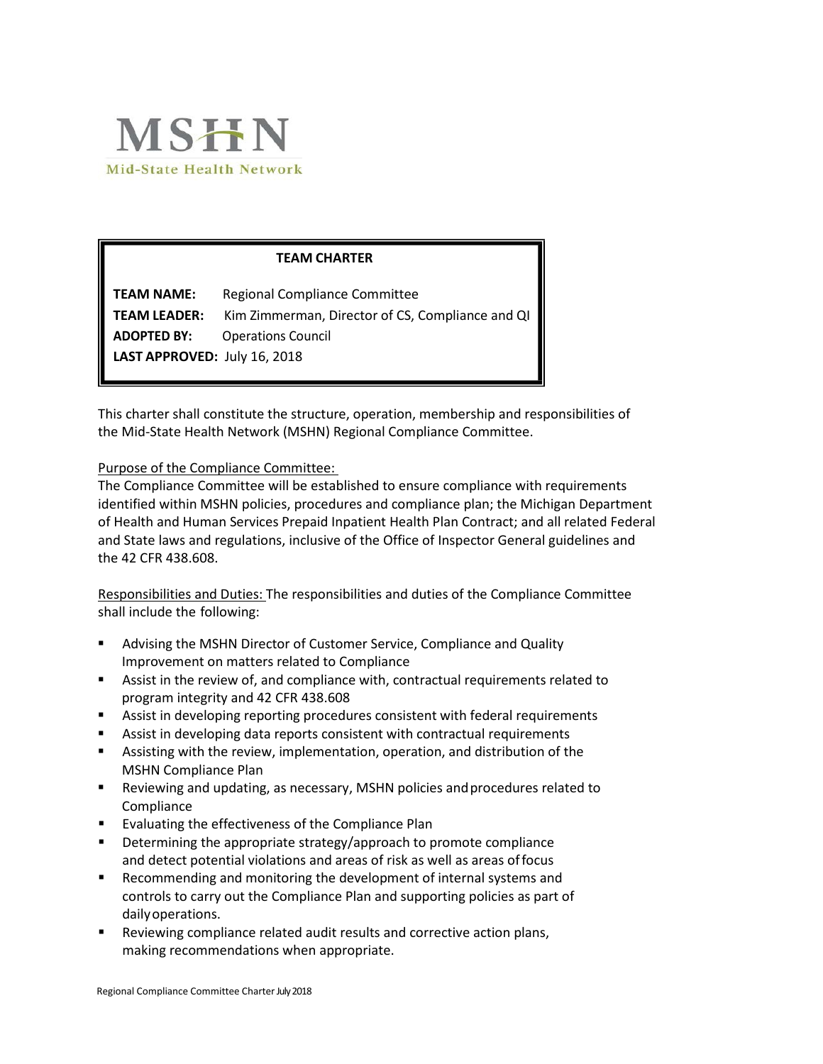**MSHN**

**Mid-State Health Network**

**TEAM CHARTER**

**TEAM NAME:** Regional Compliance Committee
**TEAM LEADER:** Kim Zimmerman, Director of CS, Compliance and QI
**ADOPTED BY:** Operations Council
**LAST APPROVED:** July 16, 2018

This charter shall constitute the structure, operation, membership and responsibilities of the Mid-State Health Network (MSHN) Regional Compliance Committee.

Purpose of the Compliance Committee:
The Compliance Committee will be established to ensure compliance with requirements identified within MSHN policies, procedures and compliance plan; the Michigan Department of Health and Human Services Prepaid Inpatient Health Plan Contract; and all related Federal and State laws and regulations, inclusive of the Office of Inspector General guidelines and the 42 CFR 438.608.

Responsibilities and Duties: The responsibilities and duties of the Compliance Committee shall include the following:

- Advising the MSHN Director of Customer Service, Compliance and Quality Improvement on matters related to Compliance
- Assist in the review of, and compliance with, contractual requirements related to program integrity and 42 CFR 438.608
- Assist in developing reporting procedures consistent with federal requirements
- Assist in developing data reports consistent with contractual requirements
- Assisting with the review, implementation, operation, and distribution of the MSHN Compliance Plan
- Reviewing and updating, as necessary, MSHN policies and procedures related to Compliance
- Evaluating the effectiveness of the Compliance Plan
- Determining the appropriate strategy/approach to promote compliance and detect potential violations and areas of risk as well as areas of focus
- Recommending and monitoring the development of internal systems and controls to carry out the Compliance Plan and supporting policies as part of daily operations.
- Reviewing compliance related audit results and corrective action plans, making recommendations when appropriate.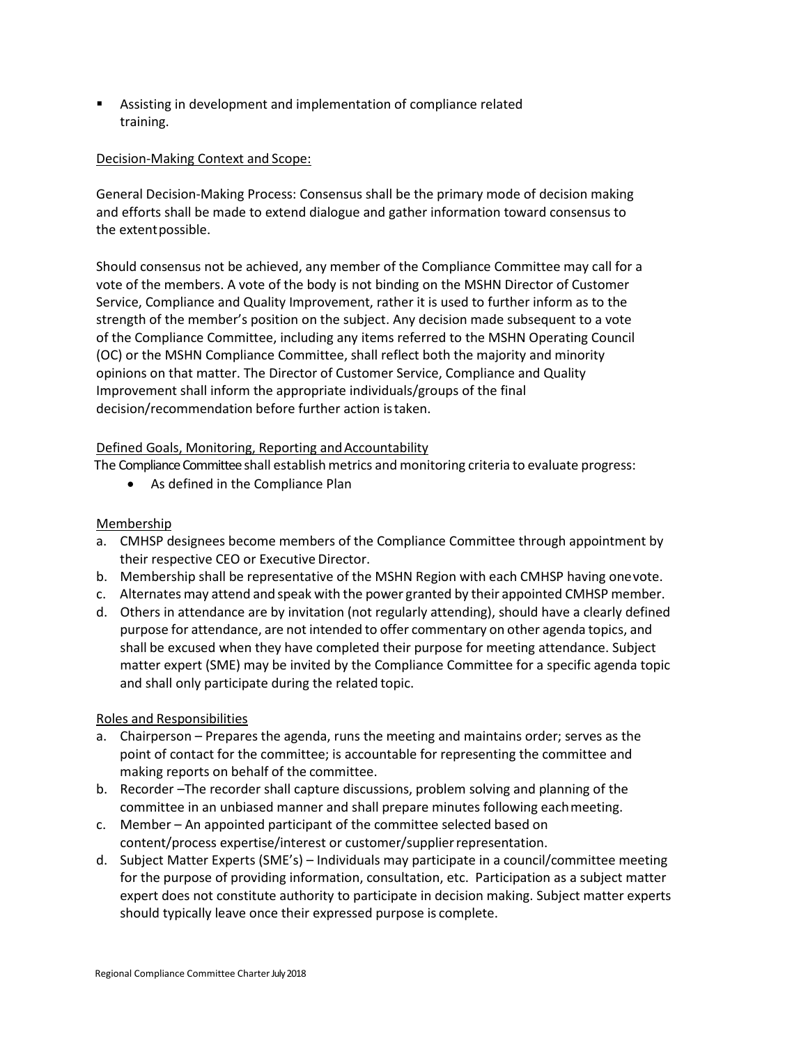- Assisting in development and implementation of compliance related training.

Decision-Making Context and Scope:

General Decision-Making Process: Consensus shall be the primary mode of decision making and efforts shall be made to extend dialogue and gather information toward consensus to the extent possible.

Should consensus not be achieved, any member of the Compliance Committee may call for a vote of the members. A vote of the body is not binding on the MSHN Director of Customer Service, Compliance and Quality Improvement, rather it is used to further inform as to the strength of the member's position on the subject. Any decision made subsequent to a vote of the Compliance Committee, including any items referred to the MSHN Operating Council (OC) or the MSHN Compliance Committee, shall reflect both the majority and minority opinions on that matter. The Director of Customer Service, Compliance and Quality Improvement shall inform the appropriate individuals/groups of the final decision/recommendation before further action is taken.

Defined Goals, Monitoring, Reporting and Accountability

The Compliance Committee shall establish metrics and monitoring criteria to evaluate progress:

- As defined in the Compliance Plan

Membership

a. CMHSP designees become members of the Compliance Committee through appointment by their respective CEO or Executive Director.
b. Membership shall be representative of the MSHN Region with each CMHSP having one vote.
c. Alternates may attend and speak with the power granted by their appointed CMHSP member.
d. Others in attendance are by invitation (not regularly attending), should have a clearly defined purpose for attendance, are not intended to offer commentary on other agenda topics, and shall be excused when they have completed their purpose for meeting attendance. Subject matter expert (SME) may be invited by the Compliance Committee for a specific agenda topic and shall only participate during the related topic.

Roles and Responsibilities

a. Chairperson – Prepares the agenda, runs the meeting and maintains order; serves as the point of contact for the committee; is accountable for representing the committee and making reports on behalf of the committee.
b. Recorder –The recorder shall capture discussions, problem solving and planning of the committee in an unbiased manner and shall prepare minutes following each meeting.
c. Member – An appointed participant of the committee selected based on content/process expertise/interest or customer/supplier representation.
d. Subject Matter Experts (SME's) – Individuals may participate in a council/committee meeting for the purpose of providing information, consultation, etc. Participation as a subject matter expert does not constitute authority to participate in decision making. Subject matter experts should typically leave once their expressed purpose is complete.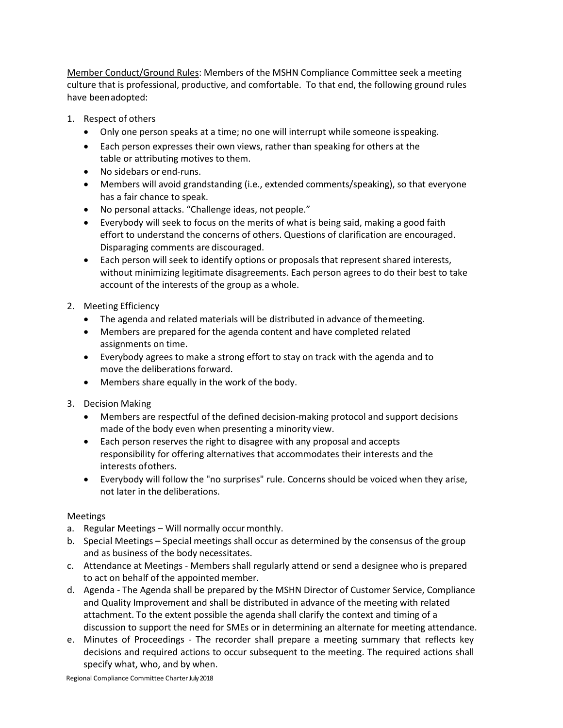Member Conduct/Ground Rules: Members of the MSHN Compliance Committee seek a meeting culture that is professional, productive, and comfortable. To that end, the following ground rules have been adopted:

1. Respect of others
   - Only one person speaks at a time; no one will interrupt while someone is speaking.
   - Each person expresses their own views, rather than speaking for others at the table or attributing motives to them.
   - No sidebars or end-runs.
   - Members will avoid grandstanding (i.e., extended comments/speaking), so that everyone has a fair chance to speak.
   - No personal attacks. "Challenge ideas, not people."
   - Everybody will seek to focus on the merits of what is being said, making a good faith effort to understand the concerns of others. Questions of clarification are encouraged. Disparaging comments are discouraged.
   - Each person will seek to identify options or proposals that represent shared interests, without minimizing legitimate disagreements. Each person agrees to do their best to take account of the interests of the group as a whole.
2. Meeting Efficiency
   - The agenda and related materials will be distributed in advance of the meeting.
   - Members are prepared for the agenda content and have completed related assignments on time.
   - Everybody agrees to make a strong effort to stay on track with the agenda and to move the deliberations forward.
   - Members share equally in the work of the body.
3. Decision Making
   - Members are respectful of the defined decision-making protocol and support decisions made of the body even when presenting a minority view.
   - Each person reserves the right to disagree with any proposal and accepts responsibility for offering alternatives that accommodates their interests and the interests of others.
   - Everybody will follow the "no surprises" rule. Concerns should be voiced when they arise, not later in the deliberations.

Meetings

a. Regular Meetings – Will normally occur monthly.
b. Special Meetings – Special meetings shall occur as determined by the consensus of the group and as business of the body necessitates.
c. Attendance at Meetings - Members shall regularly attend or send a designee who is prepared to act on behalf of the appointed member.
d. Agenda - The Agenda shall be prepared by the MSHN Director of Customer Service, Compliance and Quality Improvement and shall be distributed in advance of the meeting with related attachment. To the extent possible the agenda shall clarify the context and timing of a discussion to support the need for SMEs or in determining an alternate for meeting attendance.
e. Minutes of Proceedings - The recorder shall prepare a meeting summary that reflects key decisions and required actions to occur subsequent to the meeting. The required actions shall specify what, who, and by when.